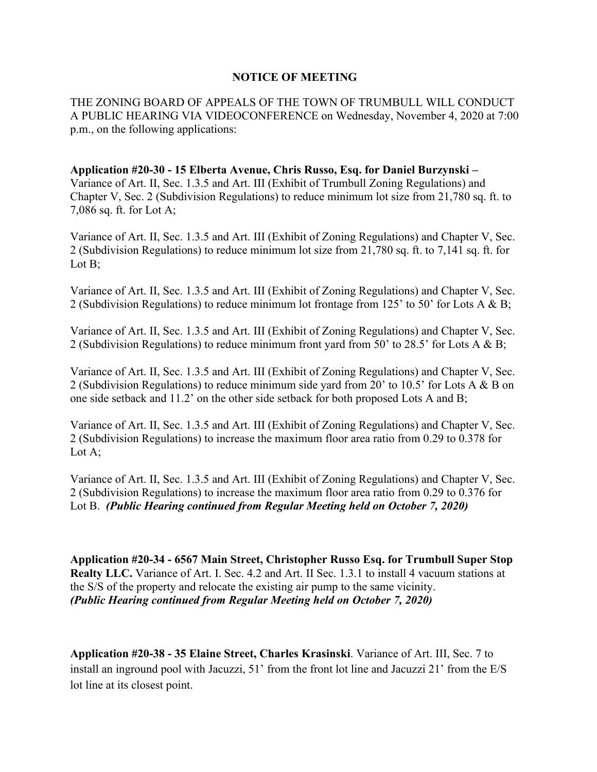## NOTICE OF MEETING

THE ZONING BOARD OF APPEALS OF THE TOWN OF TRUMBULL WILL CONDUCT A PUBLIC HEARING VIA VIDEOCONFERENCE on Wednesday, November 4, 2020 at 7:00 p.m., on the following applications:

**Application #20-30 - 15 Elberta Avenue, Chris Russo, Esq. for Daniel Burzynski –** Variance of Art. II, Sec. 1.3.5 and Art. III (Exhibit of Trumbull Zoning Regulations) and Chapter V, Sec. 2 (Subdivision Regulations) to reduce minimum lot size from 21,780 sq. ft. to 7,086 sq. ft. for Lot A;

Variance of Art. II, Sec. 1.3.5 and Art. III (Exhibit of Zoning Regulations) and Chapter V, Sec. 2 (Subdivision Regulations) to reduce minimum lot size from 21,780 sq. ft. to 7,141 sq. ft. for Lot B;

Variance of Art. II, Sec. 1.3.5 and Art. III (Exhibit of Zoning Regulations) and Chapter V, Sec. 2 (Subdivision Regulations) to reduce minimum lot frontage from 125' to 50' for Lots A & B;

Variance of Art. II, Sec. 1.3.5 and Art. III (Exhibit of Zoning Regulations) and Chapter V, Sec. 2 (Subdivision Regulations) to reduce minimum front yard from 50' to 28.5' for Lots A & B;

Variance of Art. II, Sec. 1.3.5 and Art. III (Exhibit of Zoning Regulations) and Chapter V, Sec. 2 (Subdivision Regulations) to reduce minimum side yard from 20' to 10.5' for Lots A & B on one side setback and 11.2' on the other side setback for both proposed Lots A and B;

Variance of Art. II, Sec. 1.3.5 and Art. III (Exhibit of Zoning Regulations) and Chapter V, Sec. 2 (Subdivision Regulations) to increase the maximum floor area ratio from 0.29 to 0.378 for Lot A;

Variance of Art. II, Sec. 1.3.5 and Art. III (Exhibit of Zoning Regulations) and Chapter V, Sec. 2 (Subdivision Regulations) to increase the maximum floor area ratio from 0.29 to 0.376 for Lot B. ***(Public Hearing continued from Regular Meeting held on October 7, 2020)***

**Application #20-34 - 6567 Main Street, Christopher Russo Esq. for Trumbull Super Stop Realty LLC.** Variance of Art. I. Sec. 4.2 and Art. II Sec. 1.3.1 to install 4 vacuum stations at the S/S of the property and relocate the existing air pump to the same vicinity. ***(Public Hearing continued from Regular Meeting held on October 7, 2020)***

**Application #20-38 - 35 Elaine Street, Charles Krasinski**. Variance of Art. III, Sec. 7 to install an inground pool with Jacuzzi, 51' from the front lot line and Jacuzzi 21' from the E/S lot line at its closest point.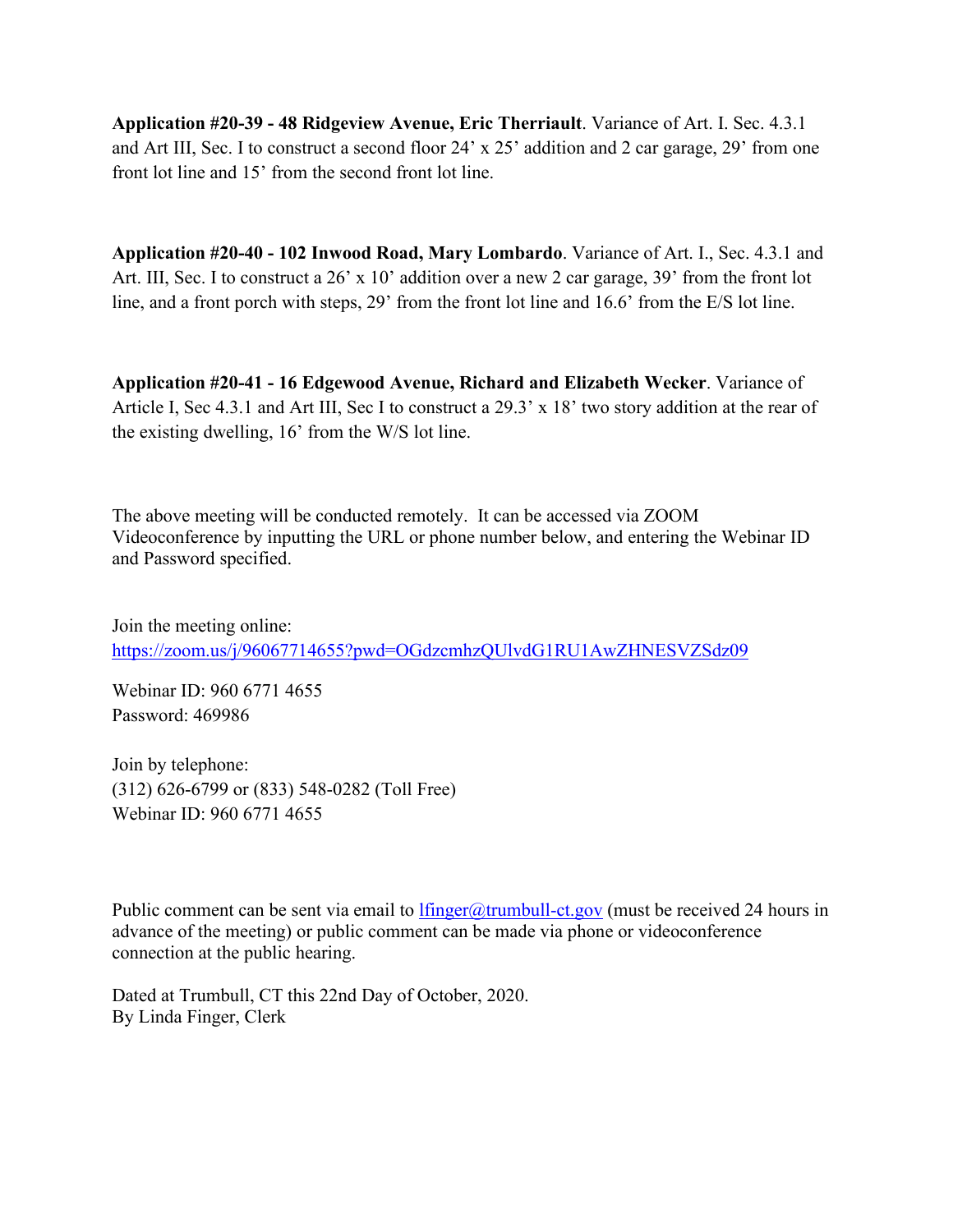**Application #20-39 - 48 Ridgeview Avenue, Eric Therriault**. Variance of Art. I. Sec. 4.3.1 and Art III, Sec. I to construct a second floor 24' x 25' addition and 2 car garage, 29' from one front lot line and 15' from the second front lot line.

**Application #20-40 - 102 Inwood Road, Mary Lombardo**. Variance of Art. I., Sec. 4.3.1 and Art. III, Sec. I to construct a 26' x 10' addition over a new 2 car garage, 39' from the front lot line, and a front porch with steps, 29' from the front lot line and 16.6' from the E/S lot line.

**Application #20-41 - 16 Edgewood Avenue, Richard and Elizabeth Wecker**. Variance of Article I, Sec 4.3.1 and Art III, Sec I to construct a 29.3' x 18' two story addition at the rear of the existing dwelling, 16' from the W/S lot line.

The above meeting will be conducted remotely. It can be accessed via ZOOM Videoconference by inputting the URL or phone number below, and entering the Webinar ID and Password specified.

Join the meeting online:
https://zoom.us/j/96067714655?pwd=OGdzcmhzQUlvdG1RU1AwZHNESVZSdz09

Webinar ID: 960 6771 4655
Password: 469986

Join by telephone:
(312) 626-6799 or (833) 548-0282 (Toll Free)
Webinar ID: 960 6771 4655

Public comment can be sent via email to lfinger@trumbull-ct.gov (must be received 24 hours in advance of the meeting) or public comment can be made via phone or videoconference connection at the public hearing.

Dated at Trumbull, CT this 22nd Day of October, 2020.
By Linda Finger, Clerk